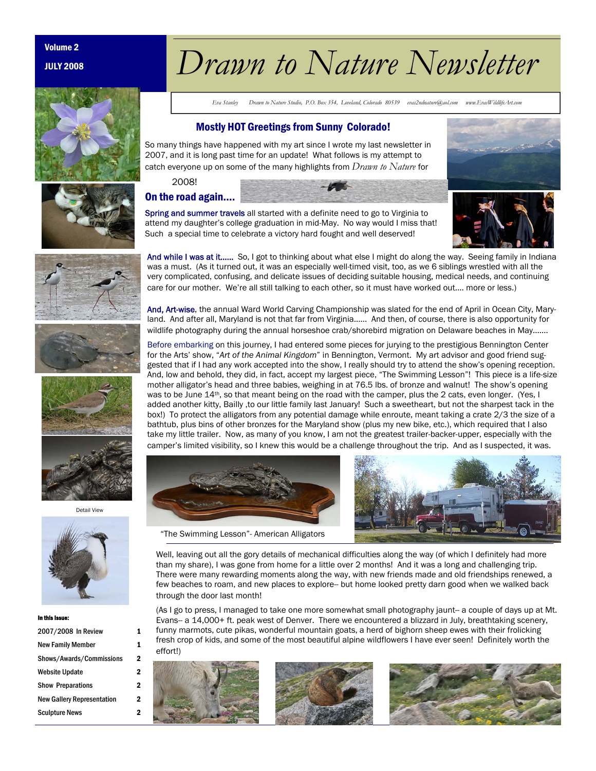Volume 2

JULY 2008

# Drawn to Nature Newsletter

*Eva Stanley    Drawn to Nature Studio, P.O. Box 354, Loveland, Colorado 80539    evas2ndnature@aol.com    www.EvasWildlifeArt.com*

## Mostly HOT Greetings from Sunny Colorado!

So many things have happened with my art since I wrote my last newsletter in 2007, and it is long past time for an update! What follows is my attempt to catch everyone up on some of the many highlights from *Drawn to Nature* for 2008!

## On the road again....

Spring and summer travels all started with a definite need to go to Virginia to attend my daughter's college graduation in mid-May. No way would I miss that! Such a special time to celebrate a victory hard fought and well deserved!

And while I was at it...... So, I got to thinking about what else I might do along the way. Seeing family in Indiana was a must. (As it turned out, it was an especially well-timed visit, too, as we 6 siblings wrestled with all the very complicated, confusing, and delicate issues of deciding suitable housing, medical needs, and continuing care for our mother. We're all still talking to each other, so it must have worked out.... more or less.)

And, Art-wise, the annual Ward World Carving Championship was slated for the end of April in Ocean City, Maryland. And after all, Maryland is not that far from Virginia...... And then, of course, there is also opportunity for wildlife photography during the annual horseshoe crab/shorebird migration on Delaware beaches in May.......

Before embarking on this journey, I had entered some pieces for jurying to the prestigious Bennington Center for the Arts' show, "*Art of the Animal Kingdom*" in Bennington, Vermont. My art advisor and good friend suggested that if I had any work accepted into the show, I really should try to attend the show's opening reception. And, low and behold, they did, in fact, accept my largest piece, "The Swimming Lesson"! This piece is a life-size mother alligator's head and three babies, weighing in at 76.5 lbs. of bronze and walnut! The show's opening was to be June 14th, so that meant being on the road with the camper, plus the 2 cats, even longer. (Yes, I added another kitty, Bailly ,to our little family last January! Such a sweetheart, but not the sharpest tack in the box!) To protect the alligators from any potential damage while enroute, meant taking a crate 2/3 the size of a bathtub, plus bins of other bronzes for the Maryland show (plus my new bike, etc.), which required that I also take my little trailer. Now, as many of you know, I am not the greatest trailer-backer-upper, especially with the camper's limited visibility, so I knew this would be a challenge throughout the trip. And as I suspected, it was.

"The Swimming Lesson"- American Alligators

Well, leaving out all the gory details of mechanical difficulties along the way (of which I definitely had more than my share), I was gone from home for a little over 2 months! And it was a long and challenging trip. There were many rewarding moments along the way, with new friends made and old friendships renewed, a few beaches to roam, and new places to explore-- but home looked pretty darn good when we walked back through the door last month!

(As I go to press, I managed to take one more somewhat small photography jaunt-- a couple of days up at Mt. Evans-- a 14,000+ ft. peak west of Denver. There we encountered a blizzard in July, breathtaking scenery, funny marmots, cute pikas, wonderful mountain goats, a herd of bighorn sheep ewes with their frolicking fresh crop of kids, and some of the most beautiful alpine wildflowers I have ever seen! Definitely worth the effort!)

Detail View

**In this issue:**

| | |
|---|---|
| 2007/2008 In Review | 1 |
| New Family Member | 1 |
| Shows/Awards/Commissions | 2 |
| Website Update | 2 |
| Show Preparations | 2 |
| New Gallery Representation | 2 |
| Sculpture News | 2 |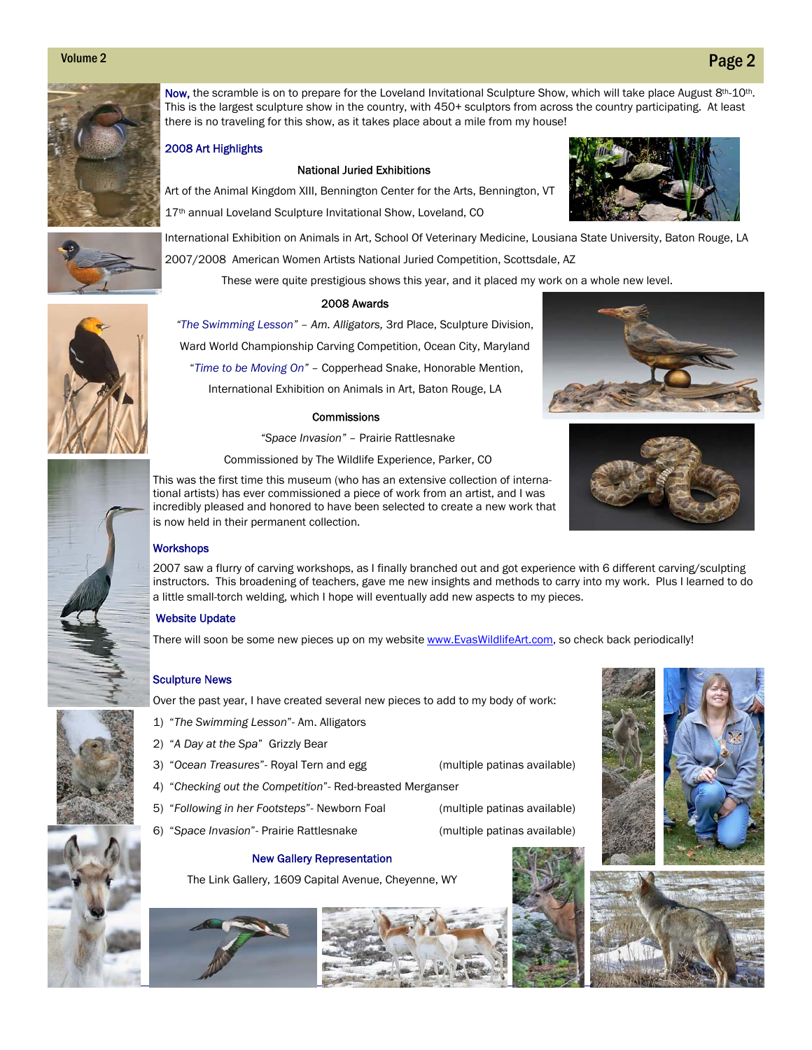**Now,** the scramble is on to prepare for the Loveland Invitational Sculpture Show, which will take place August 8th-10th. This is the largest sculpture show in the country, with 450+ sculptors from across the country participating. At least there is no traveling for this show, as it takes place about a mile from my house!

## 2008 Art Highlights

### National Juried Exhibitions

Art of the Animal Kingdom XIII, Bennington Center for the Arts, Bennington, VT

17th annual Loveland Sculpture Invitational Show, Loveland, CO

International Exhibition on Animals in Art, School Of Veterinary Medicine, Lousiana State University, Baton Rouge, LA

2007/2008 American Women Artists National Juried Competition, Scottsdale, AZ

These were quite prestigious shows this year, and it placed my work on a whole new level.

### 2008 Awards

*"The Swimming Lesson"* – *Am. Alligators,* 3rd Place, Sculpture Division, Ward World Championship Carving Competition, Ocean City, Maryland

*"Time to be Moving On"* – Copperhead Snake, Honorable Mention, International Exhibition on Animals in Art, Baton Rouge, LA

### Commissions

*"Space Invasion"* – Prairie Rattlesnake

Commissioned by The Wildlife Experience, Parker, CO

This was the first time this museum (who has an extensive collection of international artists) has ever commissioned a piece of work from an artist, and I was incredibly pleased and honored to have been selected to create a new work that is now held in their permanent collection.

## Workshops

2007 saw a flurry of carving workshops, as I finally branched out and got experience with 6 different carving/sculpting instructors. This broadening of teachers, gave me new insights and methods to carry into my work. Plus I learned to do a little small-torch welding, which I hope will eventually add new aspects to my pieces.

## Website Update

There will soon be some new pieces up on my website www.EvasWildlifeArt.com, so check back periodically!

## Sculpture News

Over the past year, I have created several new pieces to add to my body of work:

1) *"The Swimming Lesson"*- Am. Alligators
2) *"A Day at the Spa"* Grizzly Bear
3) *"Ocean Treasures"*- Royal Tern and egg (multiple patinas available)
4) *"Checking out the Competition"*- Red-breasted Merganser
5) *"Following in her Footsteps"*- Newborn Foal (multiple patinas available)
6) *"Space Invasion"*- Prairie Rattlesnake (multiple patinas available)

### New Gallery Representation

The Link Gallery, 1609 Capital Avenue, Cheyenne, WY